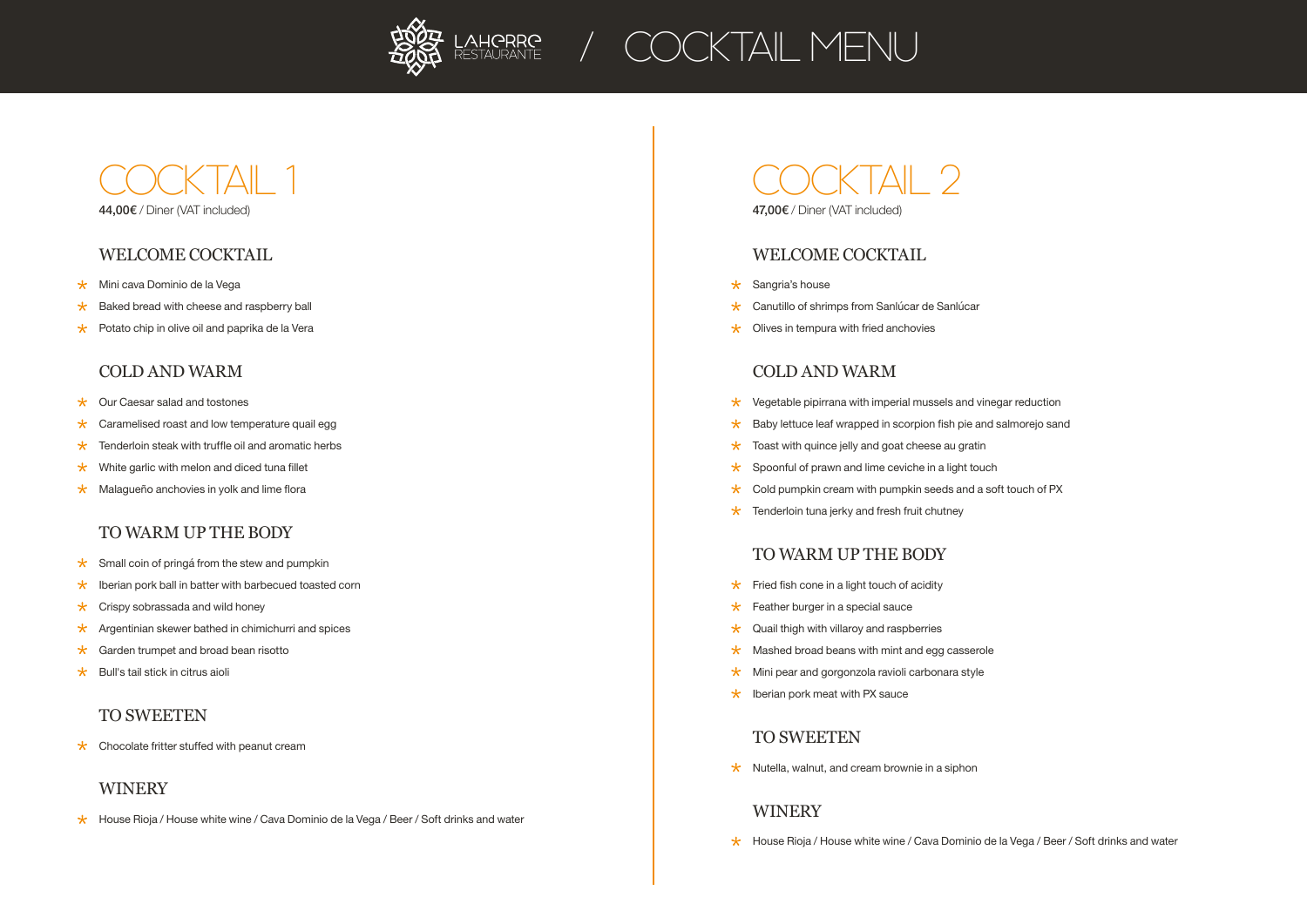# LAHERRE RESTAURANTE / COCKTAIL MENU

## COCKTAIL 1

**44,00€** / Diner (VAT included)

### WELCOME COCKTAIL

- Mini cava Dominio de la Vega
- Baked bread with cheese and raspberry ball
- Potato chip in olive oil and paprika de la Vera

### COLD AND WARM

- Our Caesar salad and tostones
- Caramelised roast and low temperature quail egg
- Tenderloin steak with truffle oil and aromatic herbs
- White garlic with melon and diced tuna fillet
- Malagueño anchovies in yolk and lime flora

### TO WARM UP THE BODY

- Small coin of pringá from the stew and pumpkin
- Iberian pork ball in batter with barbecued toasted corn
- Crispy sobrassada and wild honey
- Argentinian skewer bathed in chimichurri and spices
- Garden trumpet and broad bean risotto
- Bull's tail stick in citrus aioli

### TO SWEETEN

- Chocolate fritter stuffed with peanut cream

### WINERY

- House Rioja / House white wine / Cava Dominio de la Vega / Beer / Soft drinks and water

## COCKTAIL 2

**47,00€** / Diner (VAT included)

### WELCOME COCKTAIL

- Sangria's house
- Canutillo of shrimps from Sanlúcar de Sanlúcar
- Olives in tempura with fried anchovies

### COLD AND WARM

- Vegetable pipirrana with imperial mussels and vinegar reduction
- Baby lettuce leaf wrapped in scorpion fish pie and salmorejo sand
- Toast with quince jelly and goat cheese au gratin
- Spoonful of prawn and lime ceviche in a light touch
- Cold pumpkin cream with pumpkin seeds and a soft touch of PX
- Tenderloin tuna jerky and fresh fruit chutney

### TO WARM UP THE BODY

- Fried fish cone in a light touch of acidity
- Feather burger in a special sauce
- Quail thigh with villaroy and raspberries
- Mashed broad beans with mint and egg casserole
- Mini pear and gorgonzola ravioli carbonara style
- Iberian pork meat with PX sauce

### TO SWEETEN

- Nutella, walnut, and cream brownie in a siphon

### WINERY

- House Rioja / House white wine / Cava Dominio de la Vega / Beer / Soft drinks and water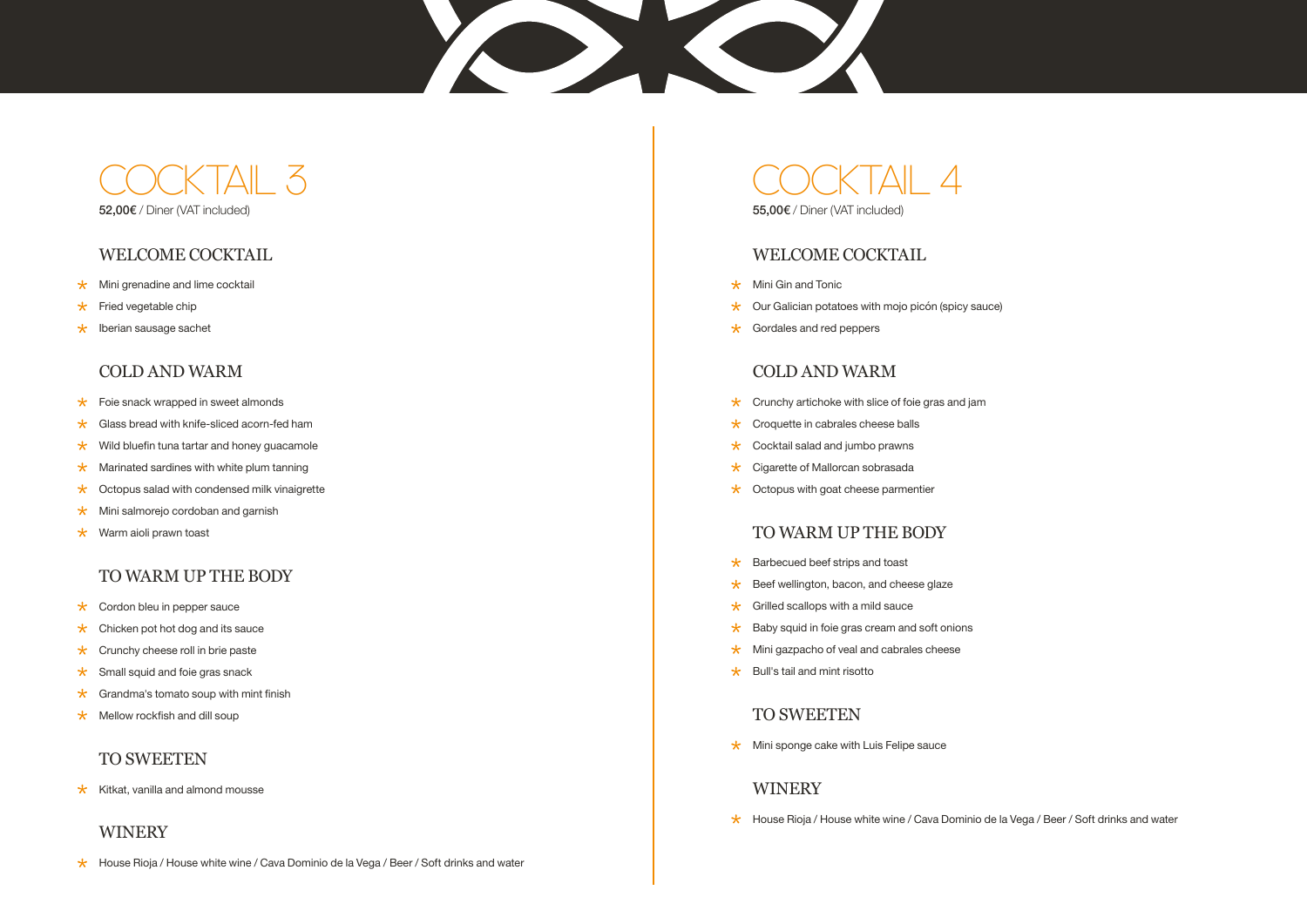# COCKTAIL 3

**52,00€** / Diner (VAT included)

## WELCOME COCKTAIL

- Mini grenadine and lime cocktail
- Fried vegetable chip
- Iberian sausage sachet

## COLD AND WARM

- Foie snack wrapped in sweet almonds
- Glass bread with knife-sliced acorn-fed ham
- Wild bluefin tuna tartar and honey guacamole
- Marinated sardines with white plum tanning
- Octopus salad with condensed milk vinaigrette
- Mini salmorejo cordoban and garnish
- Warm aioli prawn toast

## TO WARM UP THE BODY

- Cordon bleu in pepper sauce
- Chicken pot hot dog and its sauce
- Crunchy cheese roll in brie paste
- Small squid and foie gras snack
- Grandma's tomato soup with mint finish
- Mellow rockfish and dill soup

## TO SWEETEN

- Kitkat, vanilla and almond mousse

## WINERY

- House Rioja / House white wine / Cava Dominio de la Vega / Beer / Soft drinks and water

# COCKTAIL 4

**55,00€** / Diner (VAT included)

## WELCOME COCKTAIL

- Mini Gin and Tonic
- Our Galician potatoes with mojo picón (spicy sauce)
- Gordales and red peppers

## COLD AND WARM

- Crunchy artichoke with slice of foie gras and jam
- Croquette in cabrales cheese balls
- Cocktail salad and jumbo prawns
- Cigarette of Mallorcan sobrasada
- Octopus with goat cheese parmentier

## TO WARM UP THE BODY

- Barbecued beef strips and toast
- Beef wellington, bacon, and cheese glaze
- Grilled scallops with a mild sauce
- Baby squid in foie gras cream and soft onions
- Mini gazpacho of veal and cabrales cheese
- Bull's tail and mint risotto

## TO SWEETEN

- Mini sponge cake with Luis Felipe sauce

## WINERY

- House Rioja / House white wine / Cava Dominio de la Vega / Beer / Soft drinks and water